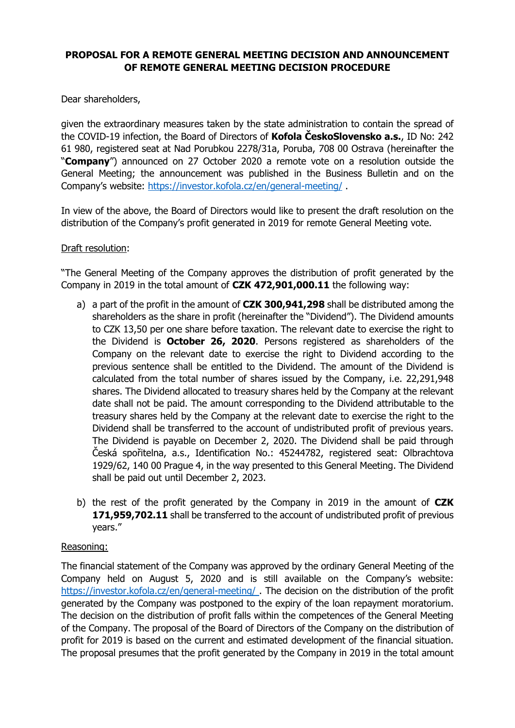# PROPOSAL FOR A REMOTE GENERAL MEETING DECISION AND ANNOUNCEMENT OF REMOTE GENERAL MEETING DECISION PROCEDURE

Dear shareholders,

given the extraordinary measures taken by the state administration to contain the spread of the COVID-19 infection, the Board of Directors of **Kofola ČeskoSlovensko a.s.**, ID No: 242 61 980, registered seat at Nad Porubkou 2278/31a, Poruba, 708 00 Ostrava (hereinafter the "**Company**") announced on 27 October 2020 a remote vote on a resolution outside the General Meeting; the announcement was published in the Business Bulletin and on the Company's website: https://investor.kofola.cz/en/general-meeting/ .

In view of the above, the Board of Directors would like to present the draft resolution on the distribution of the Company's profit generated in 2019 for remote General Meeting vote.

Draft resolution:

"The General Meeting of the Company approves the distribution of profit generated by the Company in 2019 in the total amount of **CZK 472,901,000.11** the following way:

a) a part of the profit in the amount of **CZK 300,941,298** shall be distributed among the shareholders as the share in profit (hereinafter the "Dividend"). The Dividend amounts to CZK 13,50 per one share before taxation. The relevant date to exercise the right to the Dividend is **October 26, 2020**. Persons registered as shareholders of the Company on the relevant date to exercise the right to Dividend according to the previous sentence shall be entitled to the Dividend. The amount of the Dividend is calculated from the total number of shares issued by the Company, i.e. 22,291,948 shares. The Dividend allocated to treasury shares held by the Company at the relevant date shall not be paid. The amount corresponding to the Dividend attributable to the treasury shares held by the Company at the relevant date to exercise the right to the Dividend shall be transferred to the account of undistributed profit of previous years. The Dividend is payable on December 2, 2020. The Dividend shall be paid through Česká spořitelna, a.s., Identification No.: 45244782, registered seat: Olbrachtova 1929/62, 140 00 Prague 4, in the way presented to this General Meeting. The Dividend shall be paid out until December 2, 2023.

b) the rest of the profit generated by the Company in 2019 in the amount of **CZK 171,959,702.11** shall be transferred to the account of undistributed profit of previous years."

Reasoning:

The financial statement of the Company was approved by the ordinary General Meeting of the Company held on August 5, 2020 and is still available on the Company's website: https://investor.kofola.cz/en/general-meeting/ . The decision on the distribution of the profit generated by the Company was postponed to the expiry of the loan repayment moratorium. The decision on the distribution of profit falls within the competences of the General Meeting of the Company. The proposal of the Board of Directors of the Company on the distribution of profit for 2019 is based on the current and estimated development of the financial situation. The proposal presumes that the profit generated by the Company in 2019 in the total amount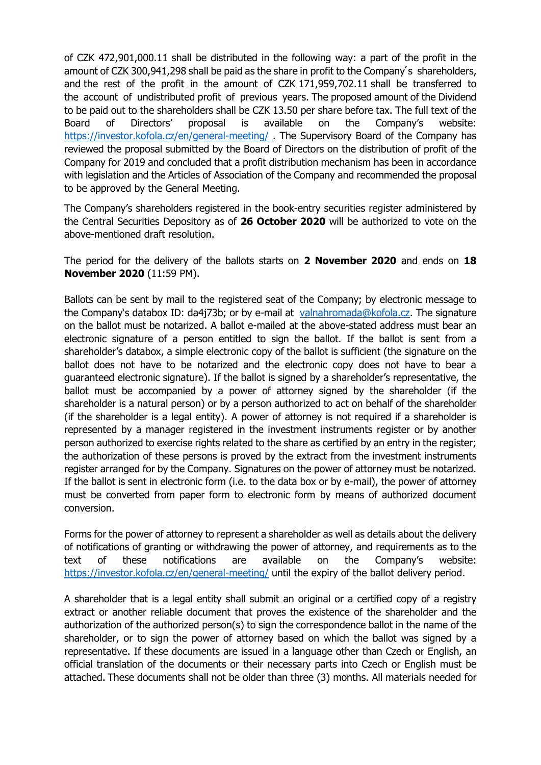of CZK 472,901,000.11 shall be distributed in the following way: a part of the profit in the amount of CZK 300,941,298 shall be paid as the share in profit to the Company´s shareholders, and the rest of the profit in the amount of CZK 171,959,702.11 shall be transferred to the account of undistributed profit of previous years. The proposed amount of the Dividend to be paid out to the shareholders shall be CZK 13.50 per share before tax. The full text of the Board of Directors' proposal is available on the Company's website: https://investor.kofola.cz/en/general-meeting/ . The Supervisory Board of the Company has reviewed the proposal submitted by the Board of Directors on the distribution of profit of the Company for 2019 and concluded that a profit distribution mechanism has been in accordance with legislation and the Articles of Association of the Company and recommended the proposal to be approved by the General Meeting.

The Company's shareholders registered in the book-entry securities register administered by the Central Securities Depository as of **26 October 2020** will be authorized to vote on the above-mentioned draft resolution.

The period for the delivery of the ballots starts on **2 November 2020** and ends on **18 November 2020** (11:59 PM).

Ballots can be sent by mail to the registered seat of the Company; by electronic message to the Company's databox ID: da4j73b; or by e-mail at valnahromada@kofola.cz. The signature on the ballot must be notarized. A ballot e-mailed at the above-stated address must bear an electronic signature of a person entitled to sign the ballot. If the ballot is sent from a shareholder's databox, a simple electronic copy of the ballot is sufficient (the signature on the ballot does not have to be notarized and the electronic copy does not have to bear a guaranteed electronic signature). If the ballot is signed by a shareholder's representative, the ballot must be accompanied by a power of attorney signed by the shareholder (if the shareholder is a natural person) or by a person authorized to act on behalf of the shareholder (if the shareholder is a legal entity). A power of attorney is not required if a shareholder is represented by a manager registered in the investment instruments register or by another person authorized to exercise rights related to the share as certified by an entry in the register; the authorization of these persons is proved by the extract from the investment instruments register arranged for by the Company. Signatures on the power of attorney must be notarized. If the ballot is sent in electronic form (i.e. to the data box or by e-mail), the power of attorney must be converted from paper form to electronic form by means of authorized document conversion.

Forms for the power of attorney to represent a shareholder as well as details about the delivery of notifications of granting or withdrawing the power of attorney, and requirements as to the text of these notifications are available on the Company's website: https://investor.kofola.cz/en/general-meeting/ until the expiry of the ballot delivery period.

A shareholder that is a legal entity shall submit an original or a certified copy of a registry extract or another reliable document that proves the existence of the shareholder and the authorization of the authorized person(s) to sign the correspondence ballot in the name of the shareholder, or to sign the power of attorney based on which the ballot was signed by a representative. If these documents are issued in a language other than Czech or English, an official translation of the documents or their necessary parts into Czech or English must be attached. These documents shall not be older than three (3) months. All materials needed for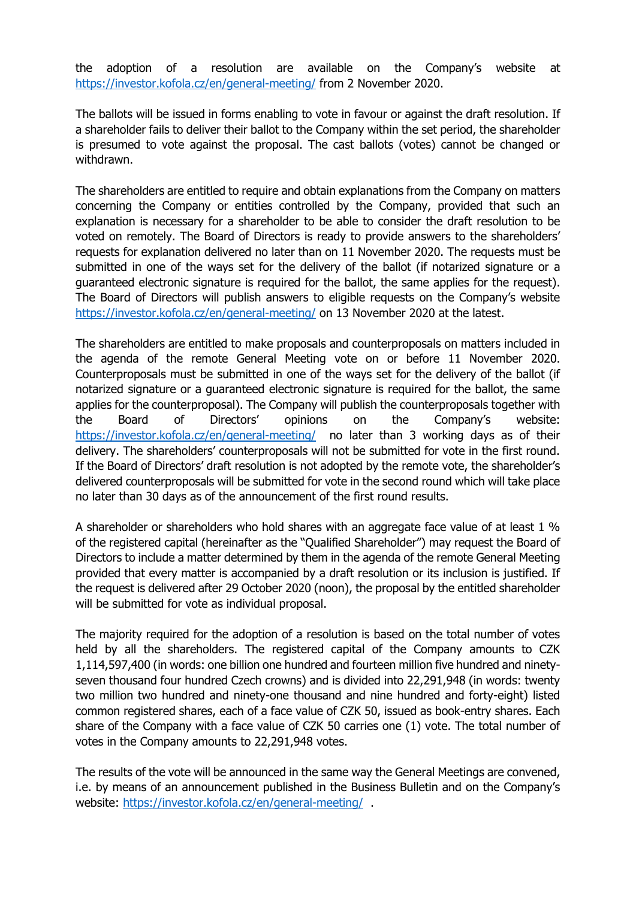the adoption of a resolution are available on the Company's website at https://investor.kofola.cz/en/general-meeting/ from 2 November 2020.

The ballots will be issued in forms enabling to vote in favour or against the draft resolution. If a shareholder fails to deliver their ballot to the Company within the set period, the shareholder is presumed to vote against the proposal. The cast ballots (votes) cannot be changed or withdrawn.

The shareholders are entitled to require and obtain explanations from the Company on matters concerning the Company or entities controlled by the Company, provided that such an explanation is necessary for a shareholder to be able to consider the draft resolution to be voted on remotely. The Board of Directors is ready to provide answers to the shareholders' requests for explanation delivered no later than on 11 November 2020. The requests must be submitted in one of the ways set for the delivery of the ballot (if notarized signature or a guaranteed electronic signature is required for the ballot, the same applies for the request). The Board of Directors will publish answers to eligible requests on the Company's website https://investor.kofola.cz/en/general-meeting/ on 13 November 2020 at the latest.

The shareholders are entitled to make proposals and counterproposals on matters included in the agenda of the remote General Meeting vote on or before 11 November 2020. Counterproposals must be submitted in one of the ways set for the delivery of the ballot (if notarized signature or a guaranteed electronic signature is required for the ballot, the same applies for the counterproposal). The Company will publish the counterproposals together with the Board of Directors' opinions on the Company's website: https://investor.kofola.cz/en/general-meeting/ no later than 3 working days as of their delivery. The shareholders' counterproposals will not be submitted for vote in the first round. If the Board of Directors' draft resolution is not adopted by the remote vote, the shareholder's delivered counterproposals will be submitted for vote in the second round which will take place no later than 30 days as of the announcement of the first round results.

A shareholder or shareholders who hold shares with an aggregate face value of at least 1 % of the registered capital (hereinafter as the "Qualified Shareholder") may request the Board of Directors to include a matter determined by them in the agenda of the remote General Meeting provided that every matter is accompanied by a draft resolution or its inclusion is justified. If the request is delivered after 29 October 2020 (noon), the proposal by the entitled shareholder will be submitted for vote as individual proposal.

The majority required for the adoption of a resolution is based on the total number of votes held by all the shareholders. The registered capital of the Company amounts to CZK 1,114,597,400 (in words: one billion one hundred and fourteen million five hundred and ninety-seven thousand four hundred Czech crowns) and is divided into 22,291,948 (in words: twenty two million two hundred and ninety-one thousand and nine hundred and forty-eight) listed common registered shares, each of a face value of CZK 50, issued as book-entry shares. Each share of the Company with a face value of CZK 50 carries one (1) vote. The total number of votes in the Company amounts to 22,291,948 votes.

The results of the vote will be announced in the same way the General Meetings are convened, i.e. by means of an announcement published in the Business Bulletin and on the Company's website: https://investor.kofola.cz/en/general-meeting/ .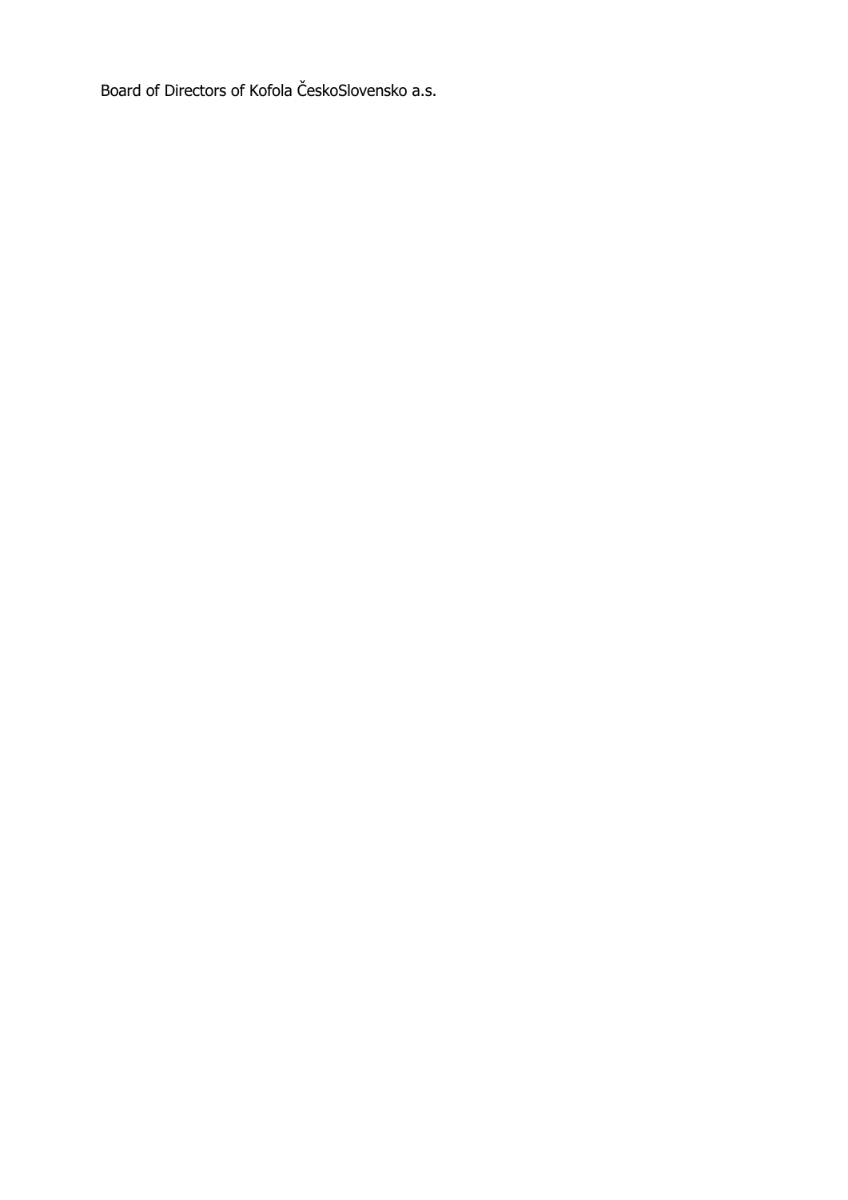Board of Directors of Kofola ČeskoSlovensko a.s.